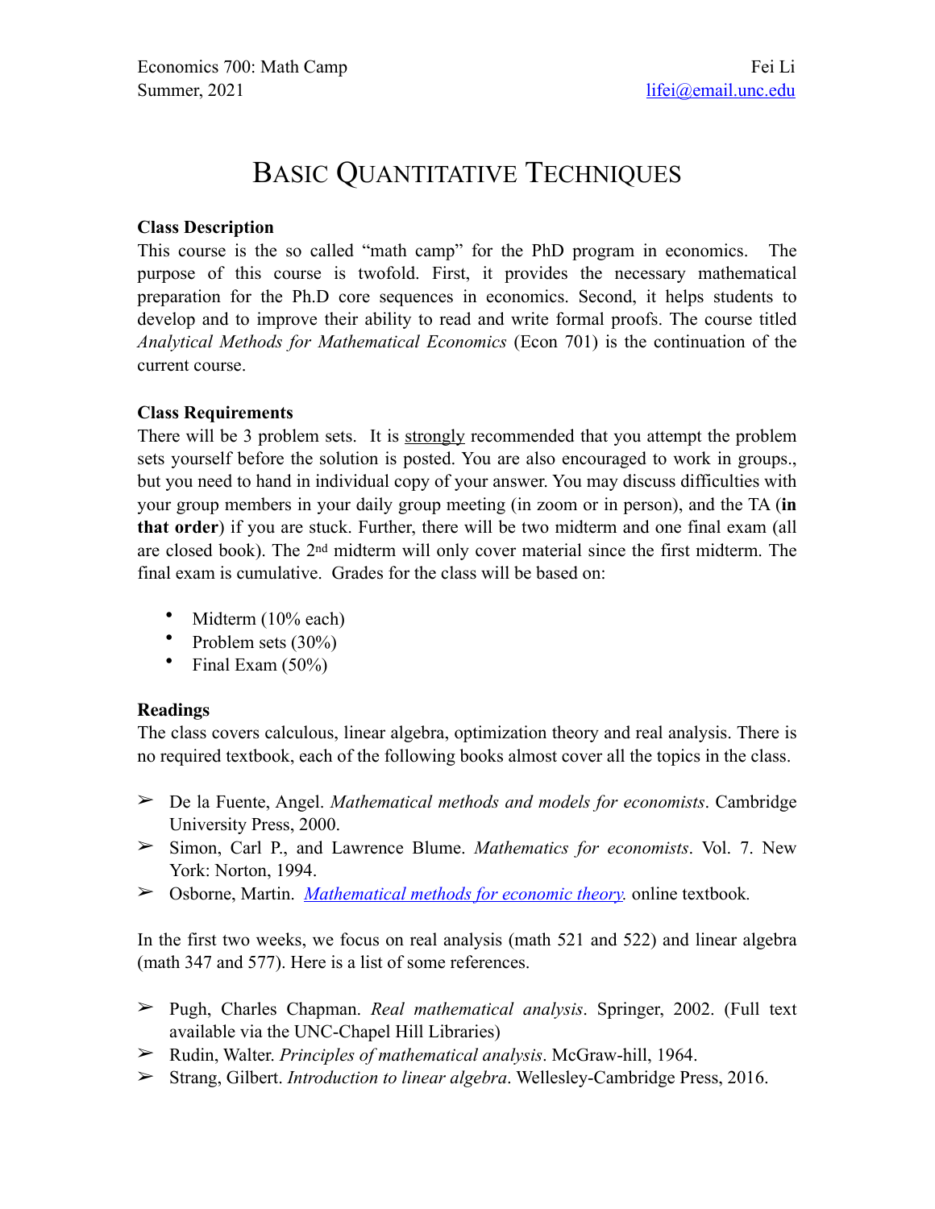Economics 700: Math Camp  
Summer, 2021

Fei Li  
lifei@email.unc.edu

# Basic Quantitative Techniques

**Class Description**

This course is the so called "math camp" for the PhD program in economics. The purpose of this course is twofold. First, it provides the necessary mathematical preparation for the Ph.D core sequences in economics. Second, it helps students to develop and to improve their ability to read and write formal proofs. The course titled *Analytical Methods for Mathematical Economics* (Econ 701) is the continuation of the current course.

**Class Requirements**

There will be 3 problem sets. It is <u>strongly</u> recommended that you attempt the problem sets yourself before the solution is posted. You are also encouraged to work in groups., but you need to hand in individual copy of your answer. You may discuss difficulties with your group members in your daily group meeting (in zoom or in person), and the TA (**in that order**) if you are stuck. Further, there will be two midterm and one final exam (all are closed book). The 2nd midterm will only cover material since the first midterm. The final exam is cumulative. Grades for the class will be based on:

- Midterm (10% each)
- Problem sets (30%)
- Final Exam (50%)

**Readings**

The class covers calculous, linear algebra, optimization theory and real analysis. There is no required textbook, each of the following books almost cover all the topics in the class.

- De la Fuente, Angel. *Mathematical methods and models for economists*. Cambridge University Press, 2000.
- Simon, Carl P., and Lawrence Blume. *Mathematics for economists*. Vol. 7. New York: Norton, 1994.
- Osborne, Martin. *Mathematical methods for economic theory.* online textbook.

In the first two weeks, we focus on real analysis (math 521 and 522) and linear algebra (math 347 and 577). Here is a list of some references.

- Pugh, Charles Chapman. *Real mathematical analysis*. Springer, 2002. (Full text available via the UNC-Chapel Hill Libraries)
- Rudin, Walter. *Principles of mathematical analysis*. McGraw-hill, 1964.
- Strang, Gilbert. *Introduction to linear algebra*. Wellesley-Cambridge Press, 2016.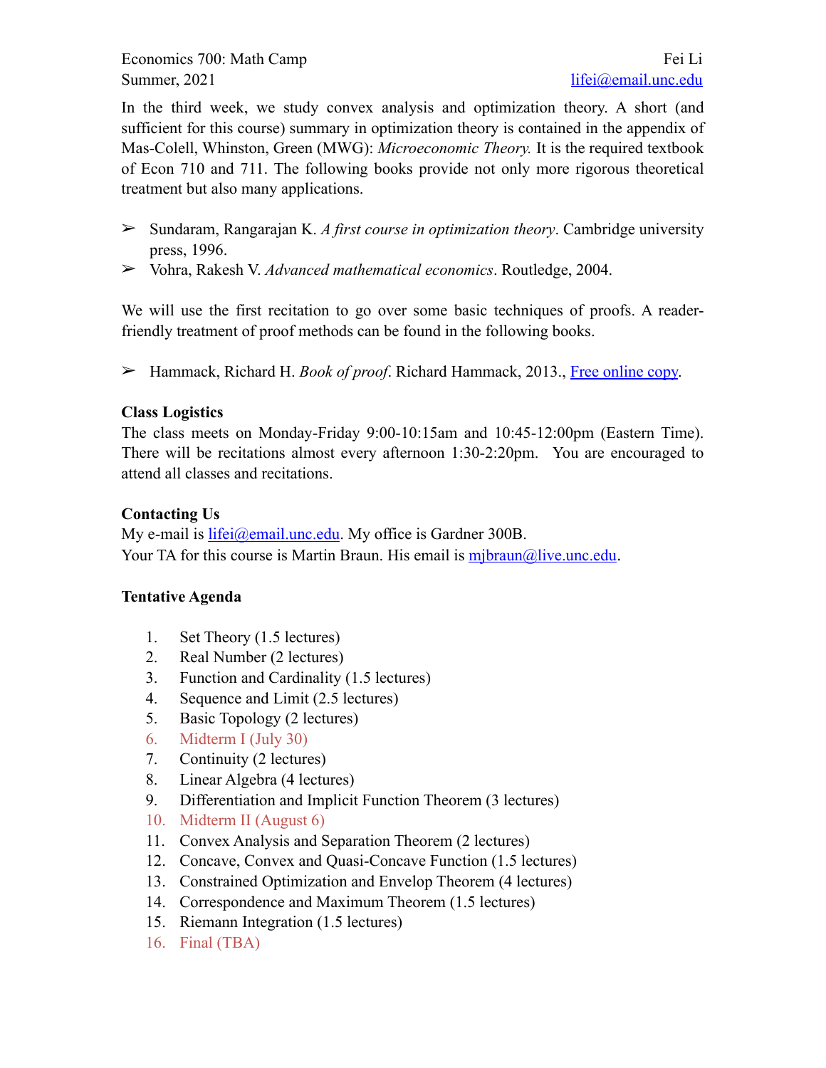Economics 700: Math Camp  
Summer, 2021

Fei Li  
lifei@email.unc.edu

In the third week, we study convex analysis and optimization theory. A short (and sufficient for this course) summary in optimization theory is contained in the appendix of Mas-Colell, Whinston, Green (MWG): *Microeconomic Theory.* It is the required textbook of Econ 710 and 711. The following books provide not only more rigorous theoretical treatment but also many applications.

- Sundaram, Rangarajan K. *A first course in optimization theory*. Cambridge university press, 1996.
- Vohra, Rakesh V. *Advanced mathematical economics*. Routledge, 2004.

We will use the first recitation to go over some basic techniques of proofs. A reader-friendly treatment of proof methods can be found in the following books.

- Hammack, Richard H. *Book of proof*. Richard Hammack, 2013., [Free online copy](#).

**Class Logistics**

The class meets on Monday-Friday 9:00-10:15am and 10:45-12:00pm (Eastern Time). There will be recitations almost every afternoon 1:30-2:20pm. You are encouraged to attend all classes and recitations.

**Contacting Us**

My e-mail is lifei@email.unc.edu. My office is Gardner 300B.  
Your TA for this course is Martin Braun. His email is mjbraun@live.unc.edu.

**Tentative Agenda**

1. Set Theory (1.5 lectures)
2. Real Number (2 lectures)
3. Function and Cardinality (1.5 lectures)
4. Sequence and Limit (2.5 lectures)
5. Basic Topology (2 lectures)
6. Midterm I (July 30)
7. Continuity (2 lectures)
8. Linear Algebra (4 lectures)
9. Differentiation and Implicit Function Theorem (3 lectures)
10. Midterm II (August 6)
11. Convex Analysis and Separation Theorem (2 lectures)
12. Concave, Convex and Quasi-Concave Function (1.5 lectures)
13. Constrained Optimization and Envelop Theorem (4 lectures)
14. Correspondence and Maximum Theorem (1.5 lectures)
15. Riemann Integration (1.5 lectures)
16. Final (TBA)